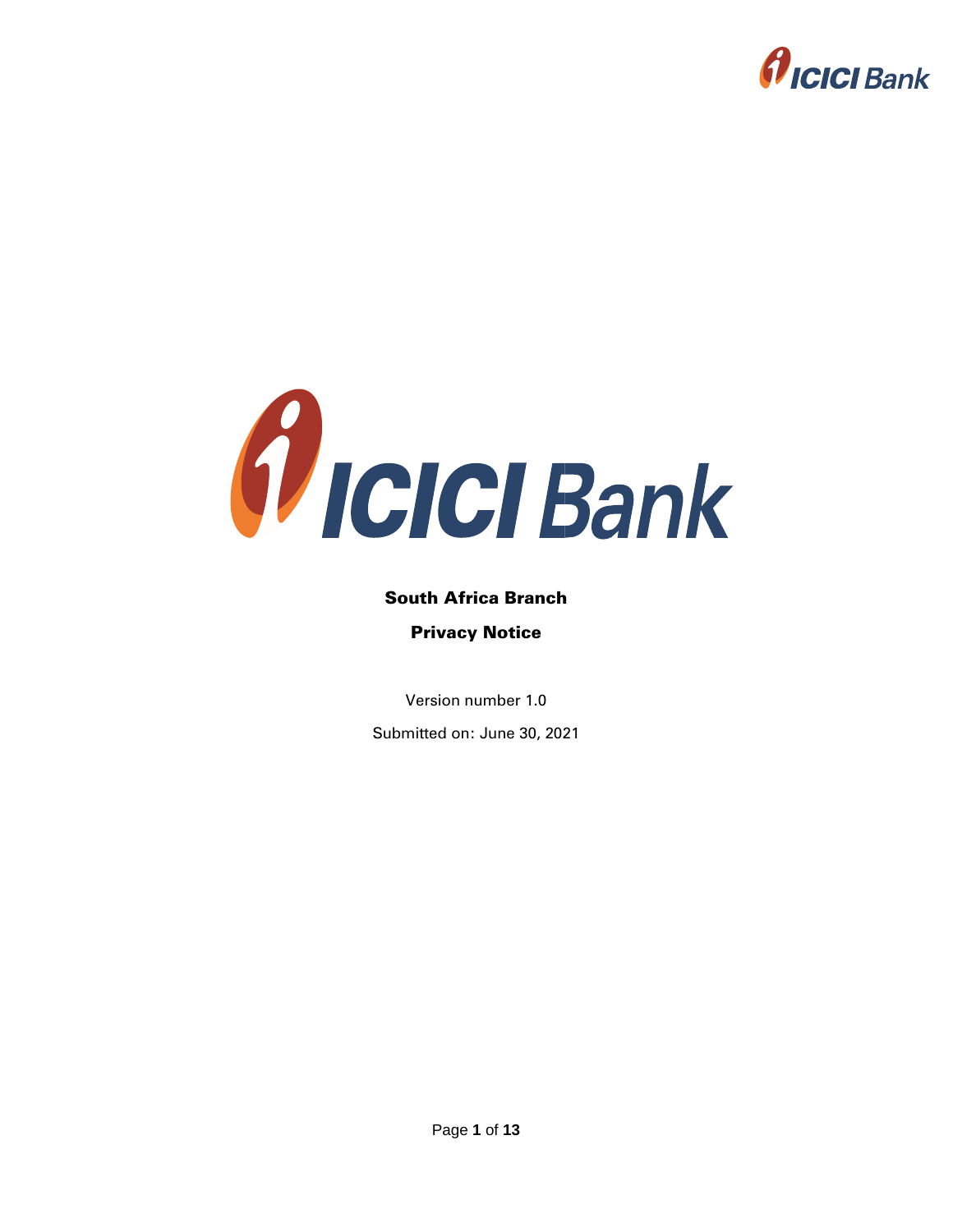**South Africa Branch**

**Privacy Notice**

Version number 1.0

Submitted on: June 30, 2021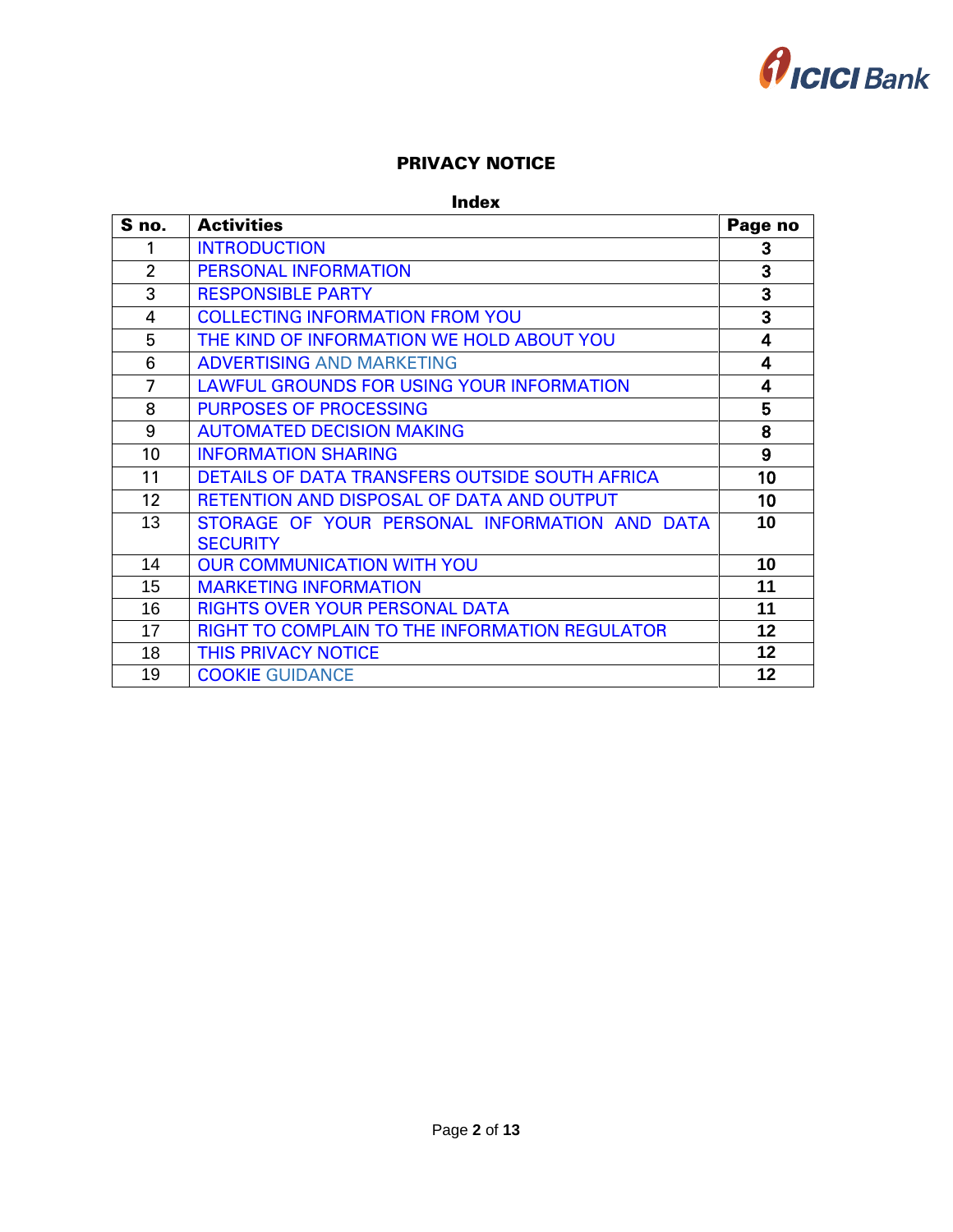# PRIVACY NOTICE

**Index**

| S no. | Activities | Page no |
|---|---|---|
| 1 | INTRODUCTION | 3 |
| 2 | PERSONAL INFORMATION | 3 |
| 3 | RESPONSIBLE PARTY | 3 |
| 4 | COLLECTING INFORMATION FROM YOU | 3 |
| 5 | THE KIND OF INFORMATION WE HOLD ABOUT YOU | 4 |
| 6 | ADVERTISING AND MARKETING | 4 |
| 7 | LAWFUL GROUNDS FOR USING YOUR INFORMATION | 4 |
| 8 | PURPOSES OF PROCESSING | 5 |
| 9 | AUTOMATED DECISION MAKING | 8 |
| 10 | INFORMATION SHARING | 9 |
| 11 | DETAILS OF DATA TRANSFERS OUTSIDE SOUTH AFRICA | 10 |
| 12 | RETENTION AND DISPOSAL OF DATA AND OUTPUT | 10 |
| 13 | STORAGE OF YOUR PERSONAL INFORMATION AND DATA SECURITY | 10 |
| 14 | OUR COMMUNICATION WITH YOU | 10 |
| 15 | MARKETING INFORMATION | 11 |
| 16 | RIGHTS OVER YOUR PERSONAL DATA | 11 |
| 17 | RIGHT TO COMPLAIN TO THE INFORMATION REGULATOR | 12 |
| 18 | THIS PRIVACY NOTICE | 12 |
| 19 | COOKIE GUIDANCE | 12 |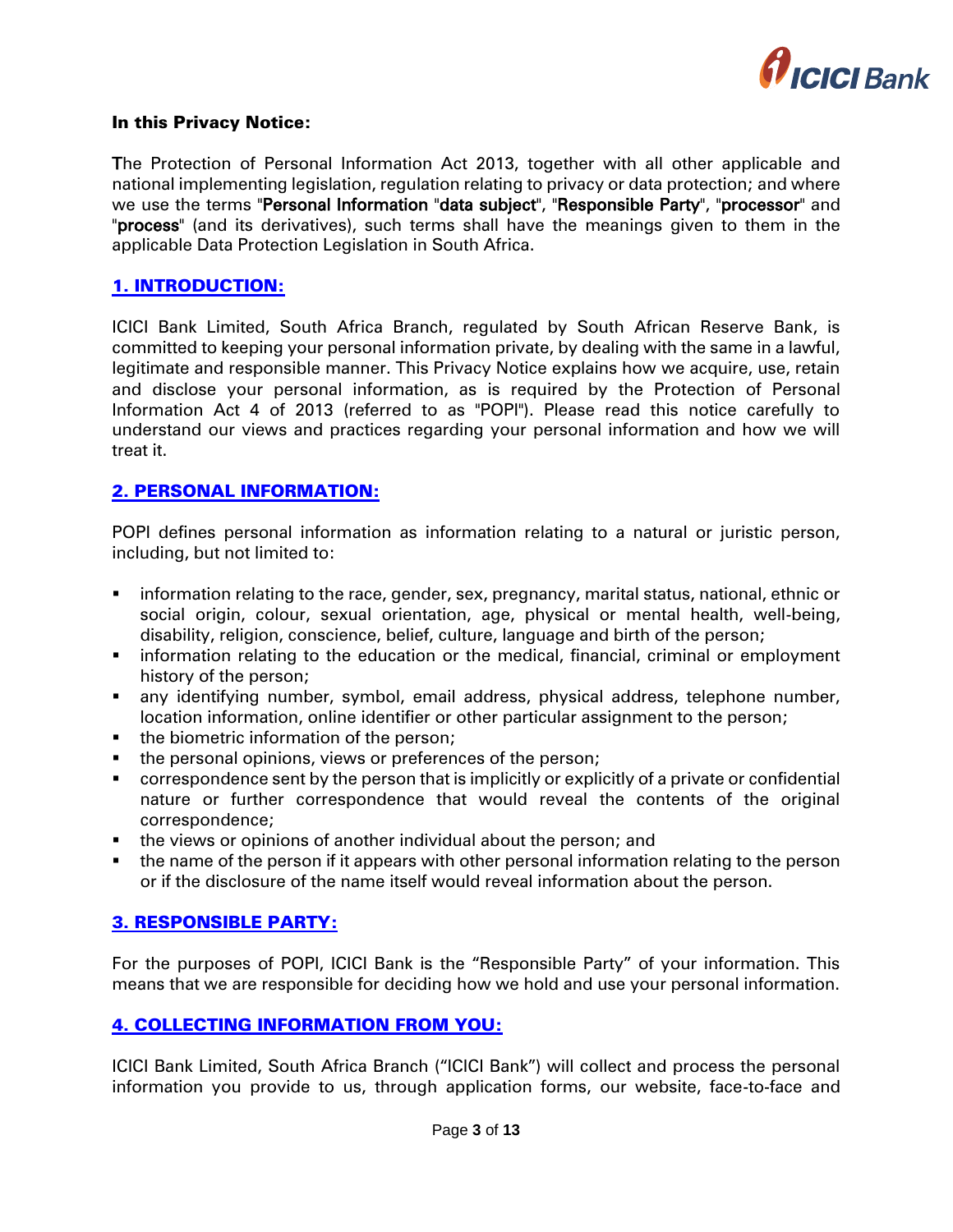**In this Privacy Notice:**

The Protection of Personal Information Act 2013, together with all other applicable and national implementing legislation, regulation relating to privacy or data protection; and where we use the terms "**Personal Information** "**data subject**", "**Responsible Party**", "**processor**" and "**process**" (and its derivatives), such terms shall have the meanings given to them in the applicable Data Protection Legislation in South Africa.

## 1. INTRODUCTION:

ICICI Bank Limited, South Africa Branch, regulated by South African Reserve Bank, is committed to keeping your personal information private, by dealing with the same in a lawful, legitimate and responsible manner. This Privacy Notice explains how we acquire, use, retain and disclose your personal information, as is required by the Protection of Personal Information Act 4 of 2013 (referred to as "POPI"). Please read this notice carefully to understand our views and practices regarding your personal information and how we will treat it.

## 2. PERSONAL INFORMATION:

POPI defines personal information as information relating to a natural or juristic person, including, but not limited to:

- information relating to the race, gender, sex, pregnancy, marital status, national, ethnic or social origin, colour, sexual orientation, age, physical or mental health, well-being, disability, religion, conscience, belief, culture, language and birth of the person;
- information relating to the education or the medical, financial, criminal or employment history of the person;
- any identifying number, symbol, email address, physical address, telephone number, location information, online identifier or other particular assignment to the person;
- the biometric information of the person;
- the personal opinions, views or preferences of the person;
- correspondence sent by the person that is implicitly or explicitly of a private or confidential nature or further correspondence that would reveal the contents of the original correspondence;
- the views or opinions of another individual about the person; and
- the name of the person if it appears with other personal information relating to the person or if the disclosure of the name itself would reveal information about the person.

## 3. RESPONSIBLE PARTY:

For the purposes of POPI, ICICI Bank is the "Responsible Party" of your information. This means that we are responsible for deciding how we hold and use your personal information.

## 4. COLLECTING INFORMATION FROM YOU:

ICICI Bank Limited, South Africa Branch ("ICICI Bank") will collect and process the personal information you provide to us, through application forms, our website, face-to-face and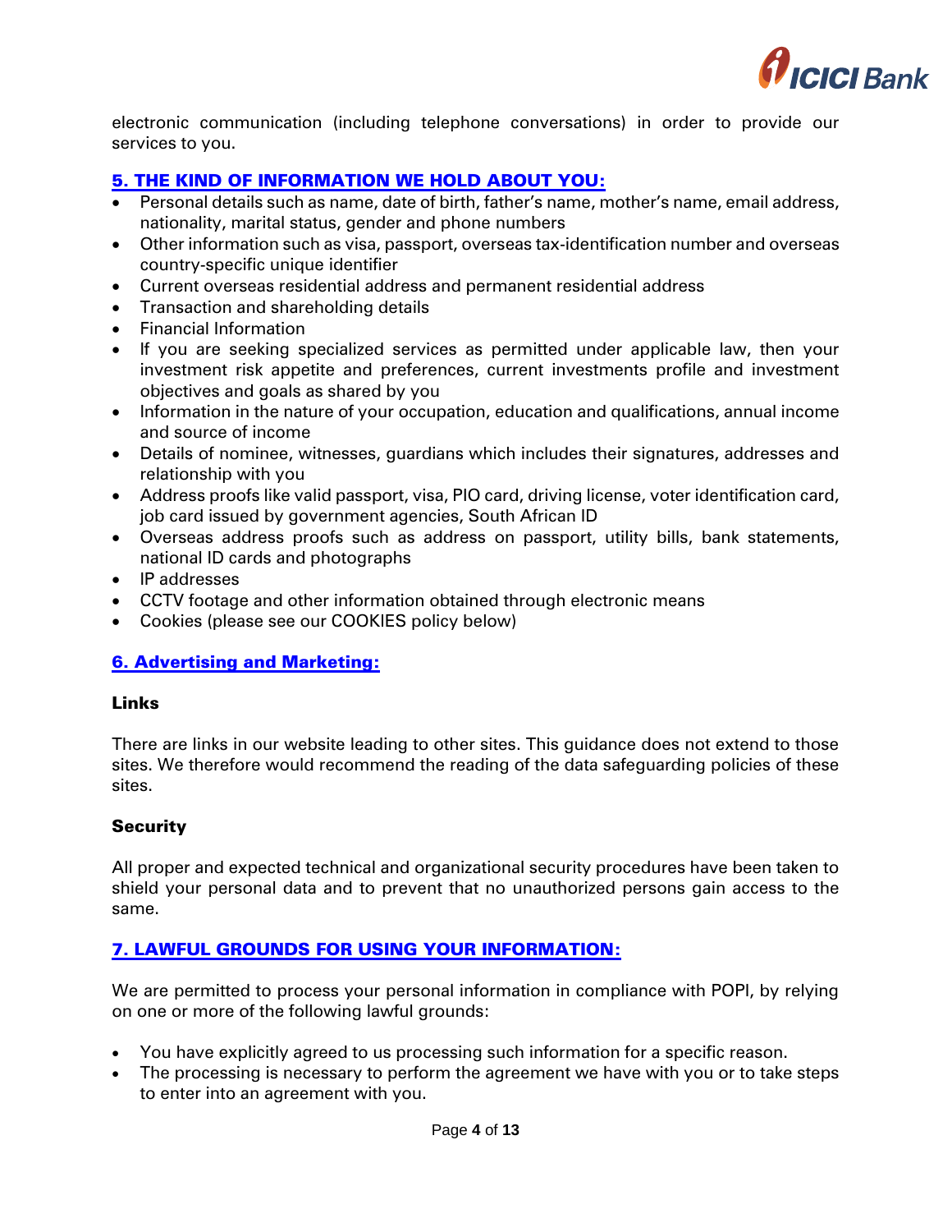electronic communication (including telephone conversations) in order to provide our services to you.

## 5. THE KIND OF INFORMATION WE HOLD ABOUT YOU:

- Personal details such as name, date of birth, father's name, mother's name, email address, nationality, marital status, gender and phone numbers
- Other information such as visa, passport, overseas tax-identification number and overseas country-specific unique identifier
- Current overseas residential address and permanent residential address
- Transaction and shareholding details
- Financial Information
- If you are seeking specialized services as permitted under applicable law, then your investment risk appetite and preferences, current investments profile and investment objectives and goals as shared by you
- Information in the nature of your occupation, education and qualifications, annual income and source of income
- Details of nominee, witnesses, guardians which includes their signatures, addresses and relationship with you
- Address proofs like valid passport, visa, PIO card, driving license, voter identification card, job card issued by government agencies, South African ID
- Overseas address proofs such as address on passport, utility bills, bank statements, national ID cards and photographs
- IP addresses
- CCTV footage and other information obtained through electronic means
- Cookies (please see our COOKIES policy below)

## 6. Advertising and Marketing:

### Links

There are links in our website leading to other sites. This guidance does not extend to those sites. We therefore would recommend the reading of the data safeguarding policies of these sites.

### Security

All proper and expected technical and organizational security procedures have been taken to shield your personal data and to prevent that no unauthorized persons gain access to the same.

## 7. LAWFUL GROUNDS FOR USING YOUR INFORMATION:

We are permitted to process your personal information in compliance with POPI, by relying on one or more of the following lawful grounds:

- You have explicitly agreed to us processing such information for a specific reason.
- The processing is necessary to perform the agreement we have with you or to take steps to enter into an agreement with you.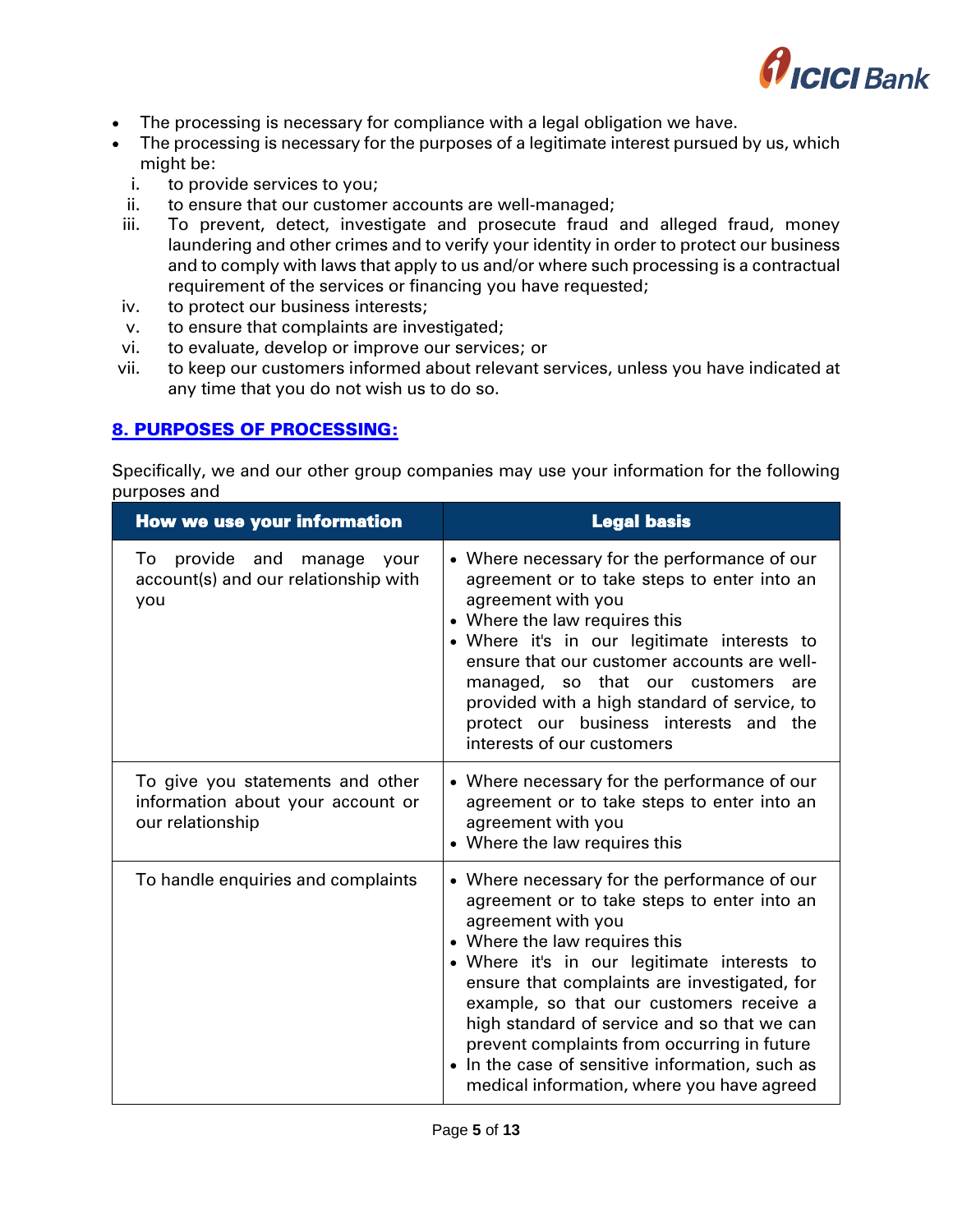- The processing is necessary for compliance with a legal obligation we have.
- The processing is necessary for the purposes of a legitimate interest pursued by us, which might be:
  1. to provide services to you;
  2. to ensure that our customer accounts are well-managed;
  3. To prevent, detect, investigate and prosecute fraud and alleged fraud, money laundering and other crimes and to verify your identity in order to protect our business and to comply with laws that apply to us and/or where such processing is a contractual requirement of the services or financing you have requested;
  4. to protect our business interests;
  5. to ensure that complaints are investigated;
  6. to evaluate, develop or improve our services; or
  7. to keep our customers informed about relevant services, unless you have indicated at any time that you do not wish us to do so.

## 8. PURPOSES OF PROCESSING:

Specifically, we and our other group companies may use your information for the following purposes and

| How we use your information | Legal basis |
|---|---|
| To provide and manage your account(s) and our relationship with you | • Where necessary for the performance of our agreement or to take steps to enter into an agreement with you<br>• Where the law requires this<br>• Where it's in our legitimate interests to ensure that our customer accounts are well-managed, so that our customers are provided with a high standard of service, to protect our business interests and the interests of our customers |
| To give you statements and other information about your account or our relationship | • Where necessary for the performance of our agreement or to take steps to enter into an agreement with you<br>• Where the law requires this |
| To handle enquiries and complaints | • Where necessary for the performance of our agreement or to take steps to enter into an agreement with you<br>• Where the law requires this<br>• Where it's in our legitimate interests to ensure that complaints are investigated, for example, so that our customers receive a high standard of service and so that we can prevent complaints from occurring in future<br>• In the case of sensitive information, such as medical information, where you have agreed |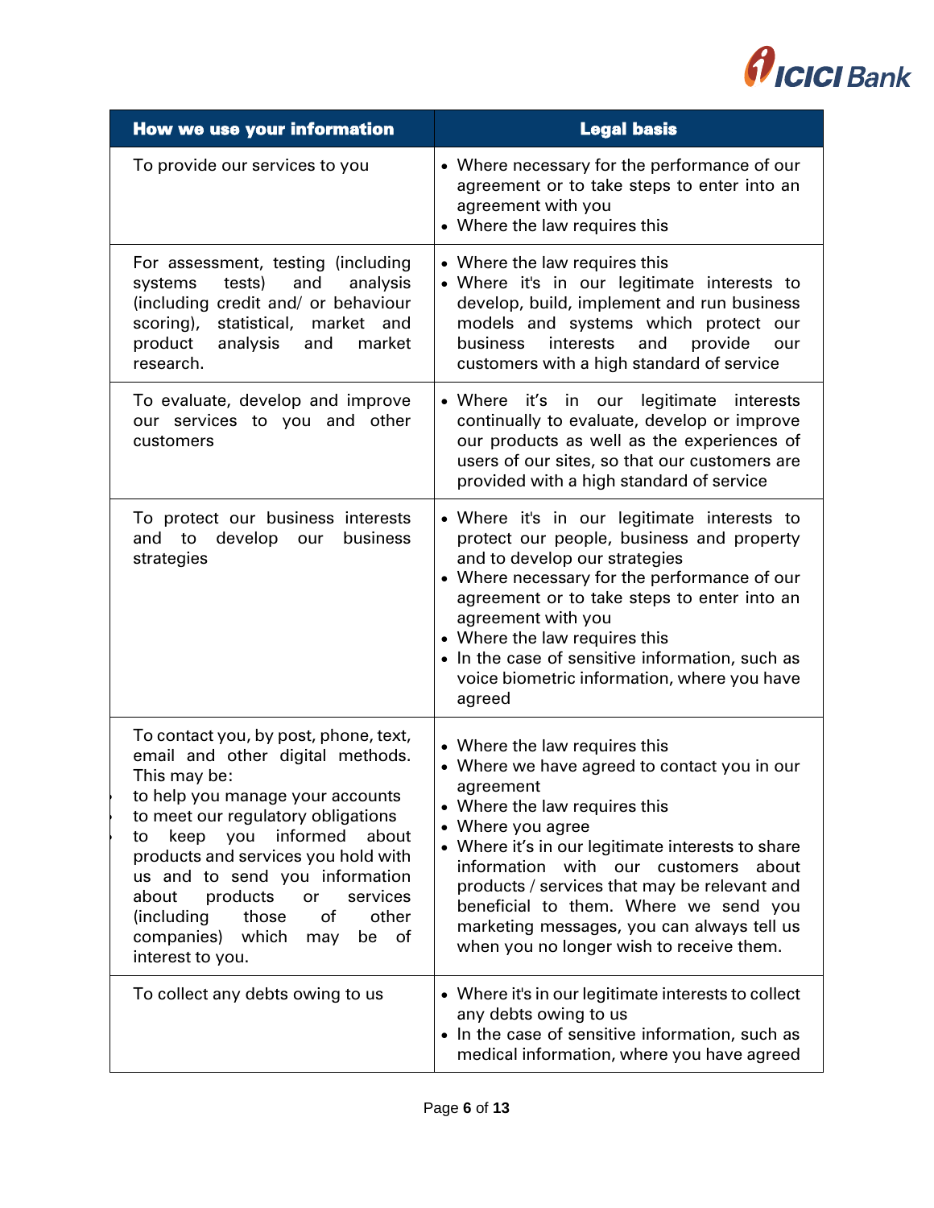| How we use your information | Legal basis |
|---|---|
| To provide our services to you | • Where necessary for the performance of our agreement or to take steps to enter into an agreement with you<br>• Where the law requires this |
| For assessment, testing (including systems tests) and analysis (including credit and/ or behaviour scoring), statistical, market and product analysis and market research. | • Where the law requires this<br>• Where it's in our legitimate interests to develop, build, implement and run business models and systems which protect our business interests and provide our customers with a high standard of service |
| To evaluate, develop and improve our services to you and other customers | • Where it's in our legitimate interests continually to evaluate, develop or improve our products as well as the experiences of users of our sites, so that our customers are provided with a high standard of service |
| To protect our business interests and to develop our business strategies | • Where it's in our legitimate interests to protect our people, business and property and to develop our strategies<br>• Where necessary for the performance of our agreement or to take steps to enter into an agreement with you<br>• Where the law requires this<br>• In the case of sensitive information, such as voice biometric information, where you have agreed |
| To contact you, by post, phone, text, email and other digital methods. This may be:<br>• to help you manage your accounts<br>• to meet our regulatory obligations<br>• to keep you informed about products and services you hold with us and to send you information about products or services (including those of other companies) which may be of interest to you. | • Where the law requires this<br>• Where we have agreed to contact you in our agreement<br>• Where the law requires this<br>• Where you agree<br>• Where it's in our legitimate interests to share information with our customers about products / services that may be relevant and beneficial to them. Where we send you marketing messages, you can always tell us when you no longer wish to receive them. |
| To collect any debts owing to us | • Where it's in our legitimate interests to collect any debts owing to us<br>• In the case of sensitive information, such as medical information, where you have agreed |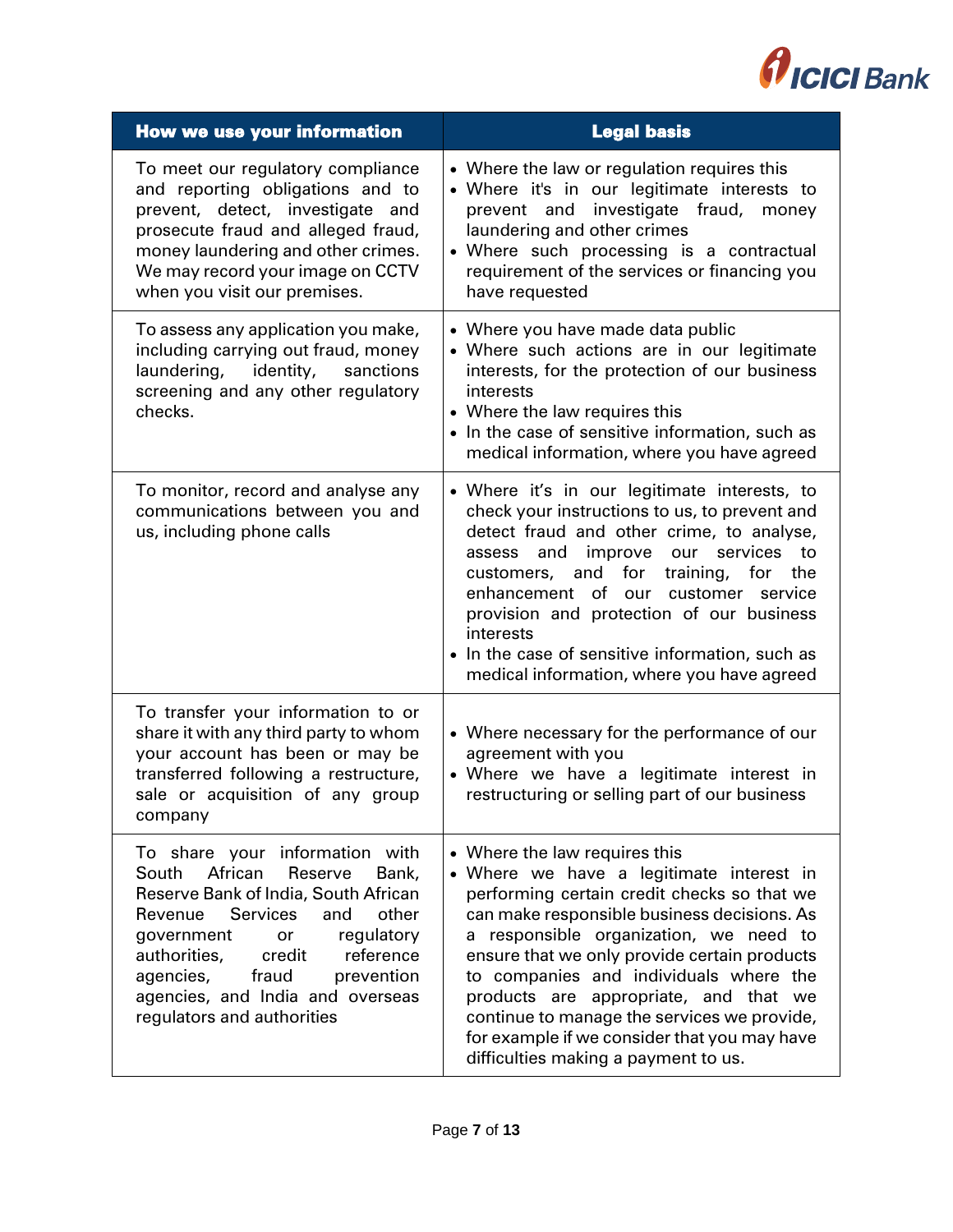| How we use your information | Legal basis |
| --- | --- |
| To meet our regulatory compliance and reporting obligations and to prevent, detect, investigate and prosecute fraud and alleged fraud, money laundering and other crimes. We may record your image on CCTV when you visit our premises. | • Where the law or regulation requires this<br>• Where it's in our legitimate interests to prevent and investigate fraud, money laundering and other crimes<br>• Where such processing is a contractual requirement of the services or financing you have requested |
| To assess any application you make, including carrying out fraud, money laundering, identity, sanctions screening and any other regulatory checks. | • Where you have made data public<br>• Where such actions are in our legitimate interests, for the protection of our business interests<br>• Where the law requires this<br>• In the case of sensitive information, such as medical information, where you have agreed |
| To monitor, record and analyse any communications between you and us, including phone calls | • Where it's in our legitimate interests, to check your instructions to us, to prevent and detect fraud and other crime, to analyse, assess and improve our services to customers, and for training, for the enhancement of our customer service provision and protection of our business interests<br>• In the case of sensitive information, such as medical information, where you have agreed |
| To transfer your information to or share it with any third party to whom your account has been or may be transferred following a restructure, sale or acquisition of any group company | • Where necessary for the performance of our agreement with you<br>• Where we have a legitimate interest in restructuring or selling part of our business |
| To share your information with South African Reserve Bank, Reserve Bank of India, South African Revenue Services and other government or regulatory authorities, credit reference agencies, fraud prevention agencies, and India and overseas regulators and authorities | • Where the law requires this<br>• Where we have a legitimate interest in performing certain credit checks so that we can make responsible business decisions. As a responsible organization, we need to ensure that we only provide certain products to companies and individuals where the products are appropriate, and that we continue to manage the services we provide, for example if we consider that you may have difficulties making a payment to us. |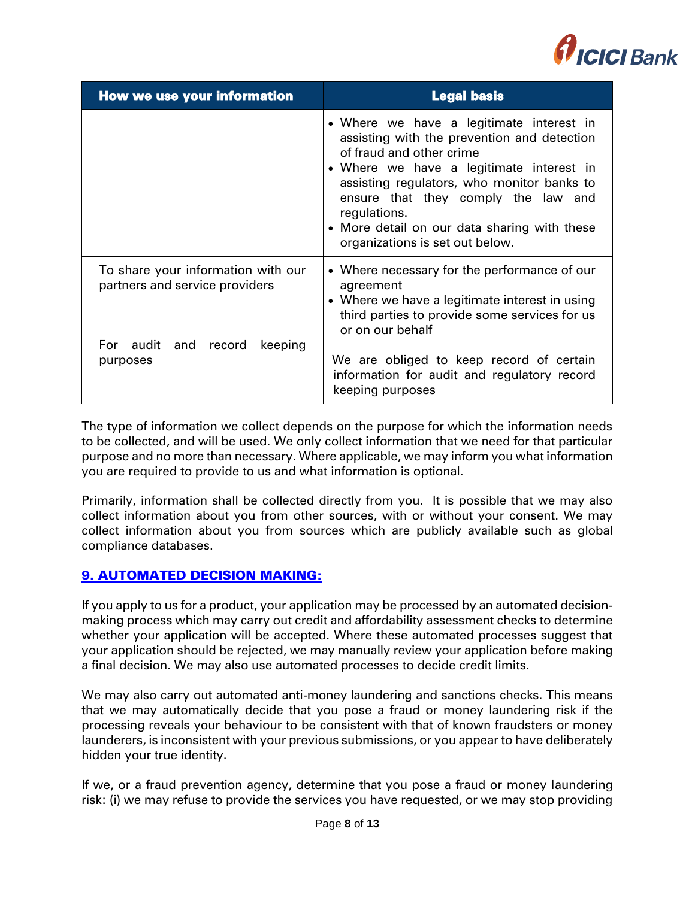| How we use your information | Legal basis |
|---|---|
| | • Where we have a legitimate interest in assisting with the prevention and detection of fraud and other crime<br>• Where we have a legitimate interest in assisting regulators, who monitor banks to ensure that they comply the law and regulations.<br>• More detail on our data sharing with these organizations is set out below. |
| To share your information with our partners and service providers | • Where necessary for the performance of our agreement<br>• Where we have a legitimate interest in using third parties to provide some services for us or on our behalf |
| For audit and record keeping purposes | We are obliged to keep record of certain information for audit and regulatory record keeping purposes |

The type of information we collect depends on the purpose for which the information needs to be collected, and will be used. We only collect information that we need for that particular purpose and no more than necessary. Where applicable, we may inform you what information you are required to provide to us and what information is optional.

Primarily, information shall be collected directly from you. It is possible that we may also collect information about you from other sources, with or without your consent. We may collect information about you from sources which are publicly available such as global compliance databases.

## 9. AUTOMATED DECISION MAKING:

If you apply to us for a product, your application may be processed by an automated decision-making process which may carry out credit and affordability assessment checks to determine whether your application will be accepted. Where these automated processes suggest that your application should be rejected, we may manually review your application before making a final decision. We may also use automated processes to decide credit limits.

We may also carry out automated anti-money laundering and sanctions checks. This means that we may automatically decide that you pose a fraud or money laundering risk if the processing reveals your behaviour to be consistent with that of known fraudsters or money launderers, is inconsistent with your previous submissions, or you appear to have deliberately hidden your true identity.

If we, or a fraud prevention agency, determine that you pose a fraud or money laundering risk: (i) we may refuse to provide the services you have requested, or we may stop providing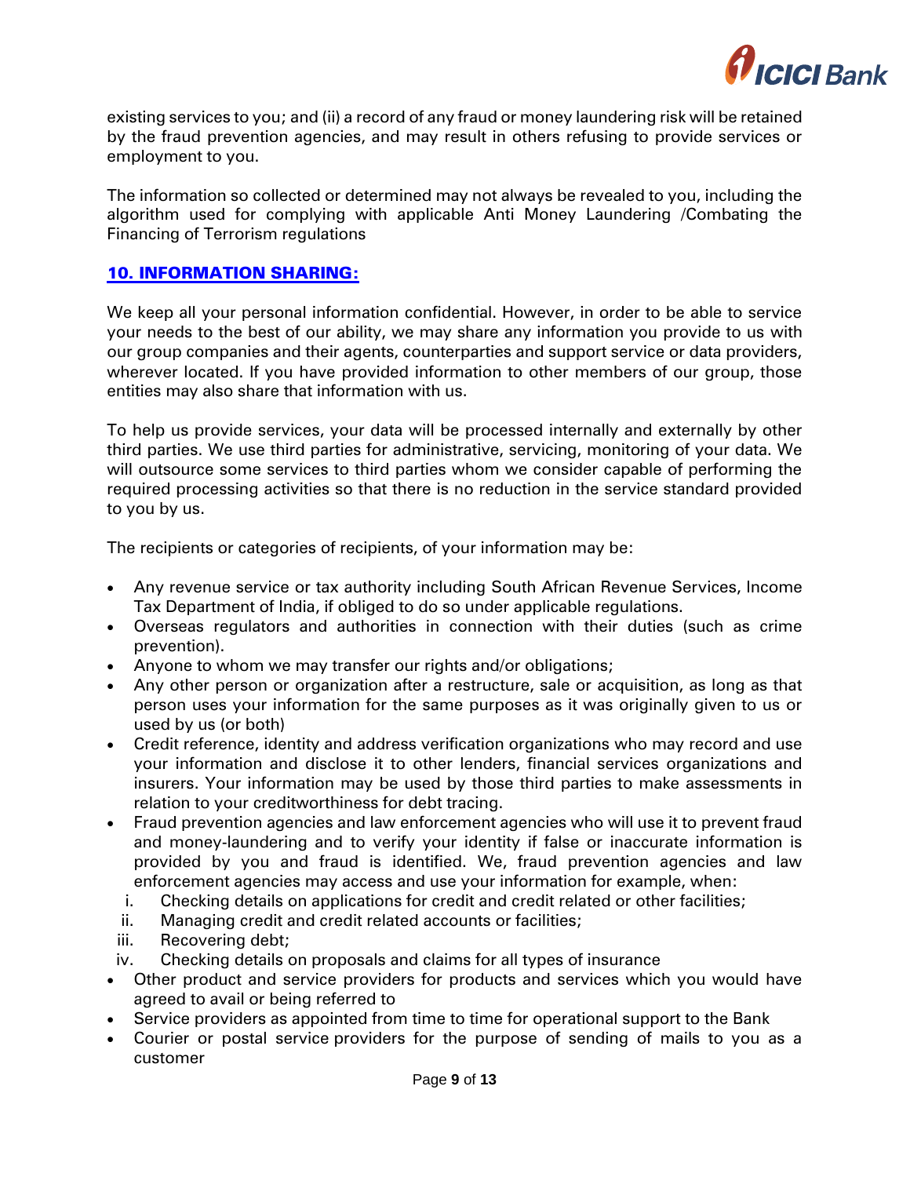existing services to you; and (ii) a record of any fraud or money laundering risk will be retained by the fraud prevention agencies, and may result in others refusing to provide services or employment to you.

The information so collected or determined may not always be revealed to you, including the algorithm used for complying with applicable Anti Money Laundering /Combating the Financing of Terrorism regulations

## 10. INFORMATION SHARING:

We keep all your personal information confidential. However, in order to be able to service your needs to the best of our ability, we may share any information you provide to us with our group companies and their agents, counterparties and support service or data providers, wherever located. If you have provided information to other members of our group, those entities may also share that information with us.

To help us provide services, your data will be processed internally and externally by other third parties. We use third parties for administrative, servicing, monitoring of your data. We will outsource some services to third parties whom we consider capable of performing the required processing activities so that there is no reduction in the service standard provided to you by us.

The recipients or categories of recipients, of your information may be:

- Any revenue service or tax authority including South African Revenue Services, Income Tax Department of India, if obliged to do so under applicable regulations.
- Overseas regulators and authorities in connection with their duties (such as crime prevention).
- Anyone to whom we may transfer our rights and/or obligations;
- Any other person or organization after a restructure, sale or acquisition, as long as that person uses your information for the same purposes as it was originally given to us or used by us (or both)
- Credit reference, identity and address verification organizations who may record and use your information and disclose it to other lenders, financial services organizations and insurers. Your information may be used by those third parties to make assessments in relation to your creditworthiness for debt tracing.
- Fraud prevention agencies and law enforcement agencies who will use it to prevent fraud and money-laundering and to verify your identity if false or inaccurate information is provided by you and fraud is identified. We, fraud prevention agencies and law enforcement agencies may access and use your information for example, when:
  1. Checking details on applications for credit and credit related or other facilities;
  2. Managing credit and credit related accounts or facilities;
  3. Recovering debt;
  4. Checking details on proposals and claims for all types of insurance
- Other product and service providers for products and services which you would have agreed to avail or being referred to
- Service providers as appointed from time to time for operational support to the Bank
- Courier or postal service providers for the purpose of sending of mails to you as a customer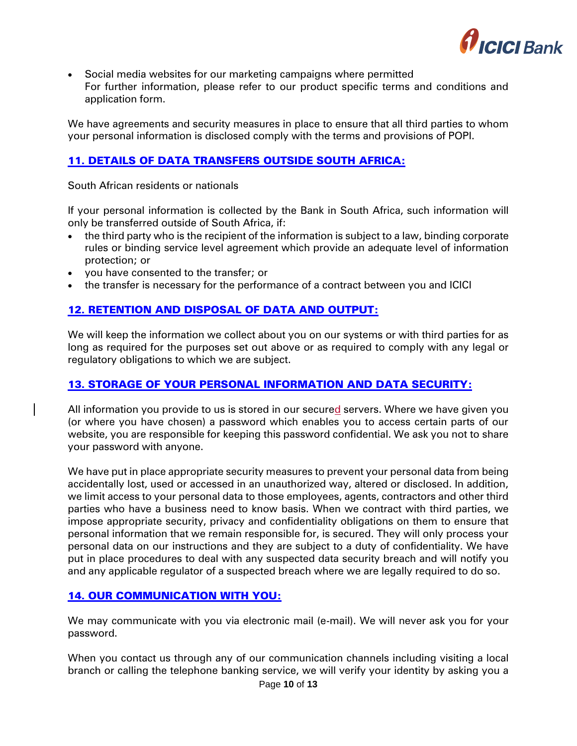- Social media websites for our marketing campaigns where permitted
  For further information, please refer to our product specific terms and conditions and application form.

We have agreements and security measures in place to ensure that all third parties to whom your personal information is disclosed comply with the terms and provisions of POPI.

## 11. DETAILS OF DATA TRANSFERS OUTSIDE SOUTH AFRICA:

South African residents or nationals

If your personal information is collected by the Bank in South Africa, such information will only be transferred outside of South Africa, if:

- the third party who is the recipient of the information is subject to a law, binding corporate rules or binding service level agreement which provide an adequate level of information protection; or
- you have consented to the transfer; or
- the transfer is necessary for the performance of a contract between you and ICICI

## 12. RETENTION AND DISPOSAL OF DATA AND OUTPUT:

We will keep the information we collect about you on our systems or with third parties for as long as required for the purposes set out above or as required to comply with any legal or regulatory obligations to which we are subject.

## 13. STORAGE OF YOUR PERSONAL INFORMATION AND DATA SECURITY:

All information you provide to us is stored in our secured servers. Where we have given you (or where you have chosen) a password which enables you to access certain parts of our website, you are responsible for keeping this password confidential. We ask you not to share your password with anyone.

We have put in place appropriate security measures to prevent your personal data from being accidentally lost, used or accessed in an unauthorized way, altered or disclosed. In addition, we limit access to your personal data to those employees, agents, contractors and other third parties who have a business need to know basis. When we contract with third parties, we impose appropriate security, privacy and confidentiality obligations on them to ensure that personal information that we remain responsible for, is secured. They will only process your personal data on our instructions and they are subject to a duty of confidentiality. We have put in place procedures to deal with any suspected data security breach and will notify you and any applicable regulator of a suspected breach where we are legally required to do so.

## 14. OUR COMMUNICATION WITH YOU:

We may communicate with you via electronic mail (e-mail). We will never ask you for your password.

When you contact us through any of our communication channels including visiting a local branch or calling the telephone banking service, we will verify your identity by asking you a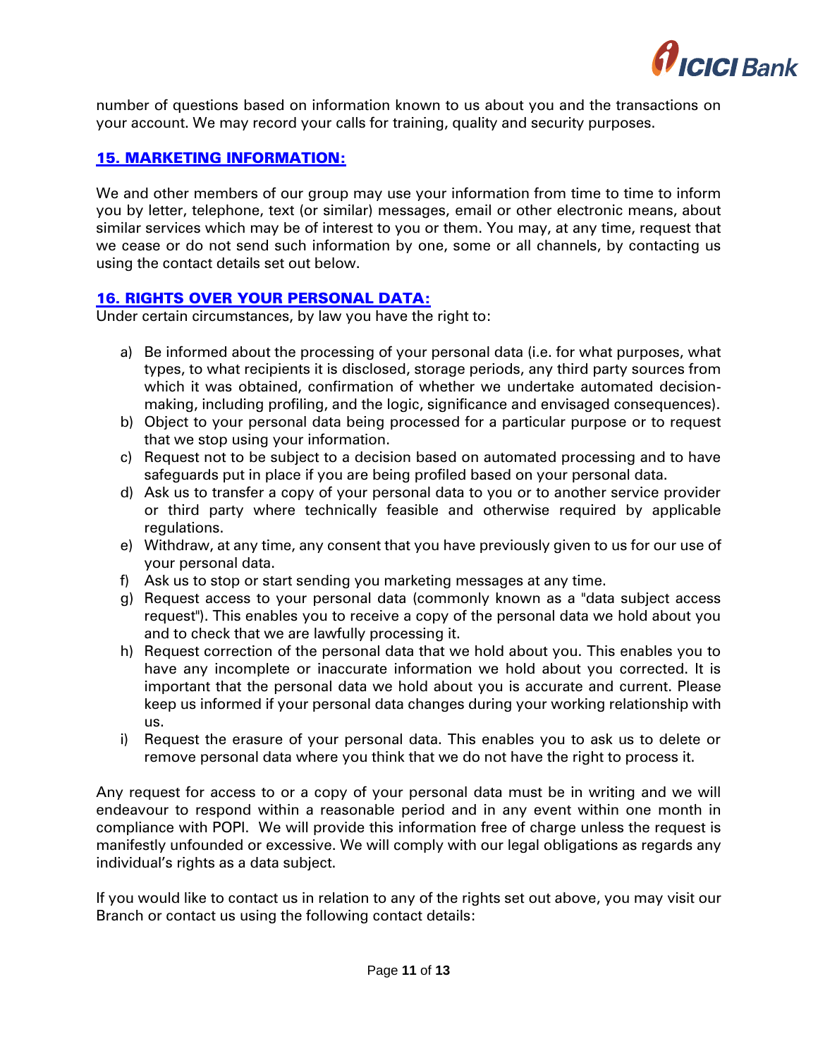number of questions based on information known to us about you and the transactions on your account. We may record your calls for training, quality and security purposes.

## 15. MARKETING INFORMATION:

We and other members of our group may use your information from time to time to inform you by letter, telephone, text (or similar) messages, email or other electronic means, about similar services which may be of interest to you or them. You may, at any time, request that we cease or do not send such information by one, some or all channels, by contacting us using the contact details set out below.

## 16. RIGHTS OVER YOUR PERSONAL DATA:

Under certain circumstances, by law you have the right to:

a) Be informed about the processing of your personal data (i.e. for what purposes, what types, to what recipients it is disclosed, storage periods, any third party sources from which it was obtained, confirmation of whether we undertake automated decision-making, including profiling, and the logic, significance and envisaged consequences).
b) Object to your personal data being processed for a particular purpose or to request that we stop using your information.
c) Request not to be subject to a decision based on automated processing and to have safeguards put in place if you are being profiled based on your personal data.
d) Ask us to transfer a copy of your personal data to you or to another service provider or third party where technically feasible and otherwise required by applicable regulations.
e) Withdraw, at any time, any consent that you have previously given to us for our use of your personal data.
f) Ask us to stop or start sending you marketing messages at any time.
g) Request access to your personal data (commonly known as a "data subject access request"). This enables you to receive a copy of the personal data we hold about you and to check that we are lawfully processing it.
h) Request correction of the personal data that we hold about you. This enables you to have any incomplete or inaccurate information we hold about you corrected. It is important that the personal data we hold about you is accurate and current. Please keep us informed if your personal data changes during your working relationship with us.
i) Request the erasure of your personal data. This enables you to ask us to delete or remove personal data where you think that we do not have the right to process it.

Any request for access to or a copy of your personal data must be in writing and we will endeavour to respond within a reasonable period and in any event within one month in compliance with POPI. We will provide this information free of charge unless the request is manifestly unfounded or excessive. We will comply with our legal obligations as regards any individual's rights as a data subject.

If you would like to contact us in relation to any of the rights set out above, you may visit our Branch or contact us using the following contact details: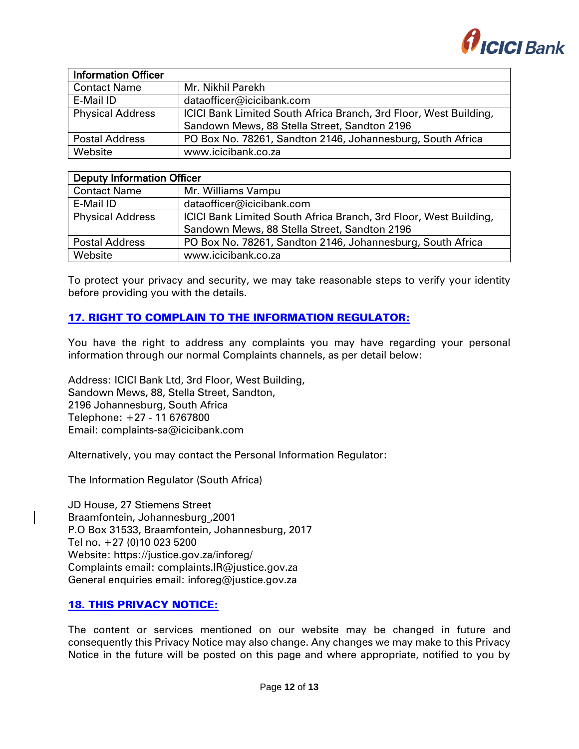| Information Officer | |
|---|---|
| Contact Name | Mr. Nikhil Parekh |
| E-Mail ID | dataofficer@icicibank.com |
| Physical Address | ICICI Bank Limited South Africa Branch, 3rd Floor, West Building, Sandown Mews, 88 Stella Street, Sandton 2196 |
| Postal Address | PO Box No. 78261, Sandton 2146, Johannesburg, South Africa |
| Website | www.icicibank.co.za |

| Deputy Information Officer | |
|---|---|
| Contact Name | Mr. Williams Vampu |
| E-Mail ID | dataofficer@icicibank.com |
| Physical Address | ICICI Bank Limited South Africa Branch, 3rd Floor, West Building, Sandown Mews, 88 Stella Street, Sandton 2196 |
| Postal Address | PO Box No. 78261, Sandton 2146, Johannesburg, South Africa |
| Website | www.icicibank.co.za |

To protect your privacy and security, we may take reasonable steps to verify your identity before providing you with the details.

## 17. RIGHT TO COMPLAIN TO THE INFORMATION REGULATOR:

You have the right to address any complaints you may have regarding your personal information through our normal Complaints channels, as per detail below:

Address: ICICI Bank Ltd, 3rd Floor, West Building,
Sandown Mews, 88, Stella Street, Sandton,
2196 Johannesburg, South Africa
Telephone: +27 - 11 6767800
Email: complaints-sa@icicibank.com

Alternatively, you may contact the Personal Information Regulator:

The Information Regulator (South Africa)

JD House, 27 Stiemens Street
Braamfontein, Johannesburg ,2001
P.O Box 31533, Braamfontein, Johannesburg, 2017
Tel no. +27 (0)10 023 5200
Website: https://justice.gov.za/inforeg/
Complaints email: complaints.IR@justice.gov.za
General enquiries email: inforeg@justice.gov.za

## 18. THIS PRIVACY NOTICE:

The content or services mentioned on our website may be changed in future and consequently this Privacy Notice may also change. Any changes we may make to this Privacy Notice in the future will be posted on this page and where appropriate, notified to you by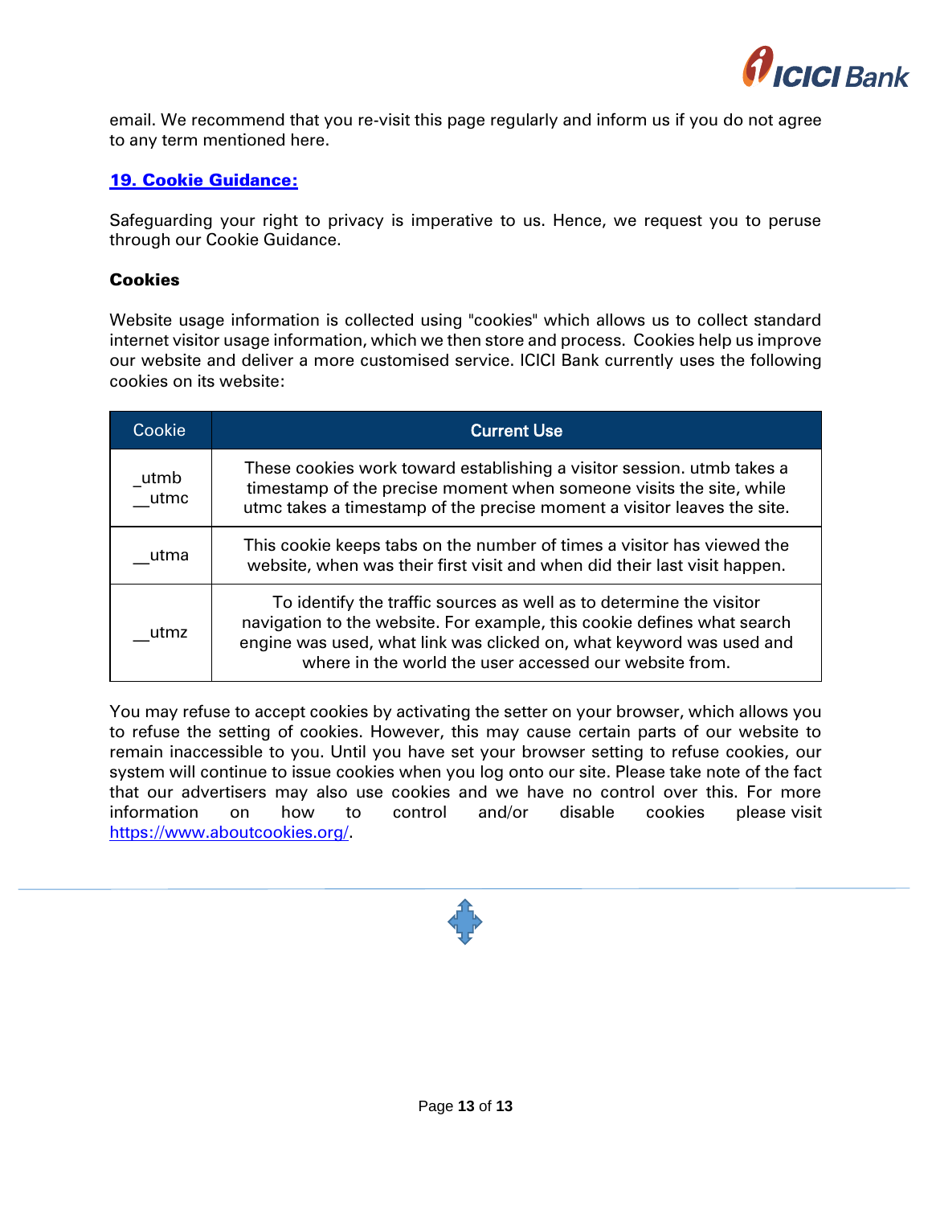email. We recommend that you re-visit this page regularly and inform us if you do not agree to any term mentioned here.

## 19. Cookie Guidance:

Safeguarding your right to privacy is imperative to us. Hence, we request you to peruse through our Cookie Guidance.

### Cookies

Website usage information is collected using "cookies" which allows us to collect standard internet visitor usage information, which we then store and process. Cookies help us improve our website and deliver a more customised service. ICICI Bank currently uses the following cookies on its website:

| Cookie | Current Use |
|---|---|
| _utmb<br>__utmc | These cookies work toward establishing a visitor session. utmb takes a timestamp of the precise moment when someone visits the site, while utmc takes a timestamp of the precise moment a visitor leaves the site. |
| __utma | This cookie keeps tabs on the number of times a visitor has viewed the website, when was their first visit and when did their last visit happen. |
| __utmz | To identify the traffic sources as well as to determine the visitor navigation to the website. For example, this cookie defines what search engine was used, what link was clicked on, what keyword was used and where in the world the user accessed our website from. |

You may refuse to accept cookies by activating the setter on your browser, which allows you to refuse the setting of cookies. However, this may cause certain parts of our website to remain inaccessible to you. Until you have set your browser setting to refuse cookies, our system will continue to issue cookies when you log onto our site. Please take note of the fact that our advertisers may also use cookies and we have no control over this. For more information on how to control and/or disable cookies please visit https://www.aboutcookies.org/.